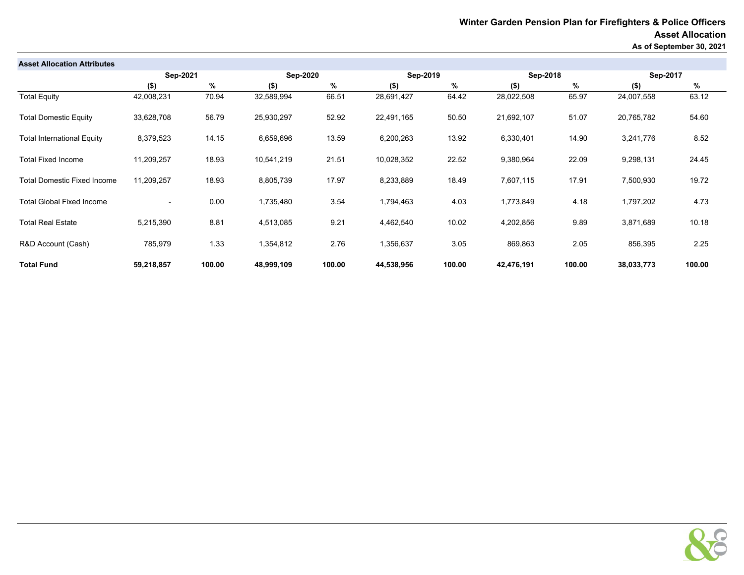# Winter Garden Pension Plan for Firefighters & Police Officers

## Asset Allocation

**As of September 30, 2021**

**Asset Allocation Attributes**

| | Sep-2021 | | Sep-2020 | | Sep-2019 | | Sep-2018 | | Sep-2017 | |
|---|---|---|---|---|---|---|---|---|---|---|
| | ($) | % | ($) | % | ($) | % | ($) | % | ($) | % |
| Total Equity | 42,008,231 | 70.94 | 32,589,994 | 66.51 | 28,691,427 | 64.42 | 28,022,508 | 65.97 | 24,007,558 | 63.12 |
| Total Domestic Equity | 33,628,708 | 56.79 | 25,930,297 | 52.92 | 22,491,165 | 50.50 | 21,692,107 | 51.07 | 20,765,782 | 54.60 |
| Total International Equity | 8,379,523 | 14.15 | 6,659,696 | 13.59 | 6,200,263 | 13.92 | 6,330,401 | 14.90 | 3,241,776 | 8.52 |
| Total Fixed Income | 11,209,257 | 18.93 | 10,541,219 | 21.51 | 10,028,352 | 22.52 | 9,380,964 | 22.09 | 9,298,131 | 24.45 |
| Total Domestic Fixed Income | 11,209,257 | 18.93 | 8,805,739 | 17.97 | 8,233,889 | 18.49 | 7,607,115 | 17.91 | 7,500,930 | 19.72 |
| Total Global Fixed Income | - | 0.00 | 1,735,480 | 3.54 | 1,794,463 | 4.03 | 1,773,849 | 4.18 | 1,797,202 | 4.73 |
| Total Real Estate | 5,215,390 | 8.81 | 4,513,085 | 9.21 | 4,462,540 | 10.02 | 4,202,856 | 9.89 | 3,871,689 | 10.18 |
| R&D Account (Cash) | 785,979 | 1.33 | 1,354,812 | 2.76 | 1,356,637 | 3.05 | 869,863 | 2.05 | 856,395 | 2.25 |
| **Total Fund** | **59,218,857** | **100.00** | **48,999,109** | **100.00** | **44,538,956** | **100.00** | **42,476,191** | **100.00** | **38,033,773** | **100.00** |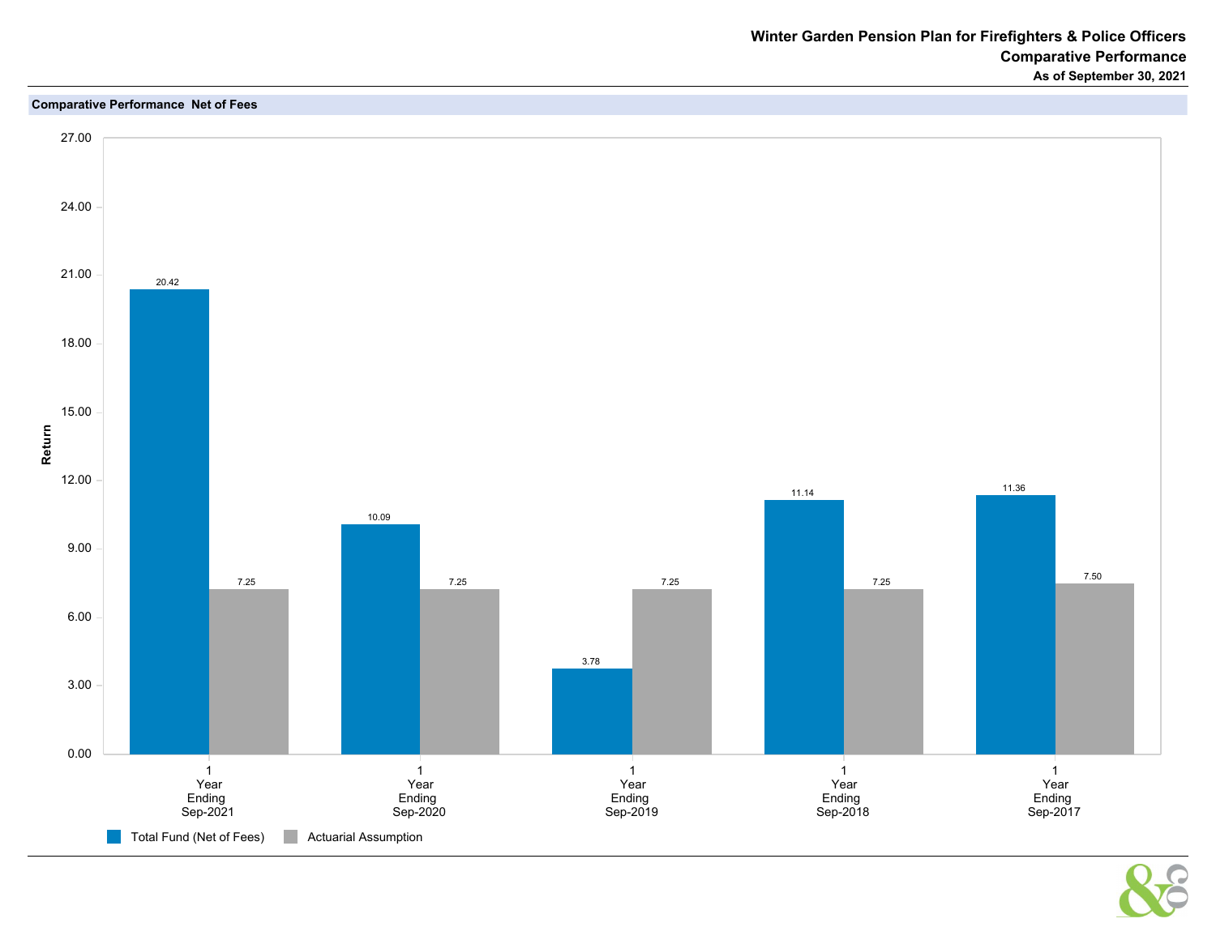# Winter Garden Pension Plan for Firefighters & Police Officers

## Comparative Performance

**As of September 30, 2021**

**Comparative Performance Net of Fees**

27.00
24.00
21.00
18.00
15.00
12.00
9.00
6.00
3.00
0.00

Return

20.42
7.25
10.09
7.25
3.78
7.25
11.14
7.25
11.36
7.50

1 Year Ending Sep-2021
1 Year Ending Sep-2020
1 Year Ending Sep-2019
1 Year Ending Sep-2018
1 Year Ending Sep-2017

Total Fund (Net of Fees)
Actuarial Assumption